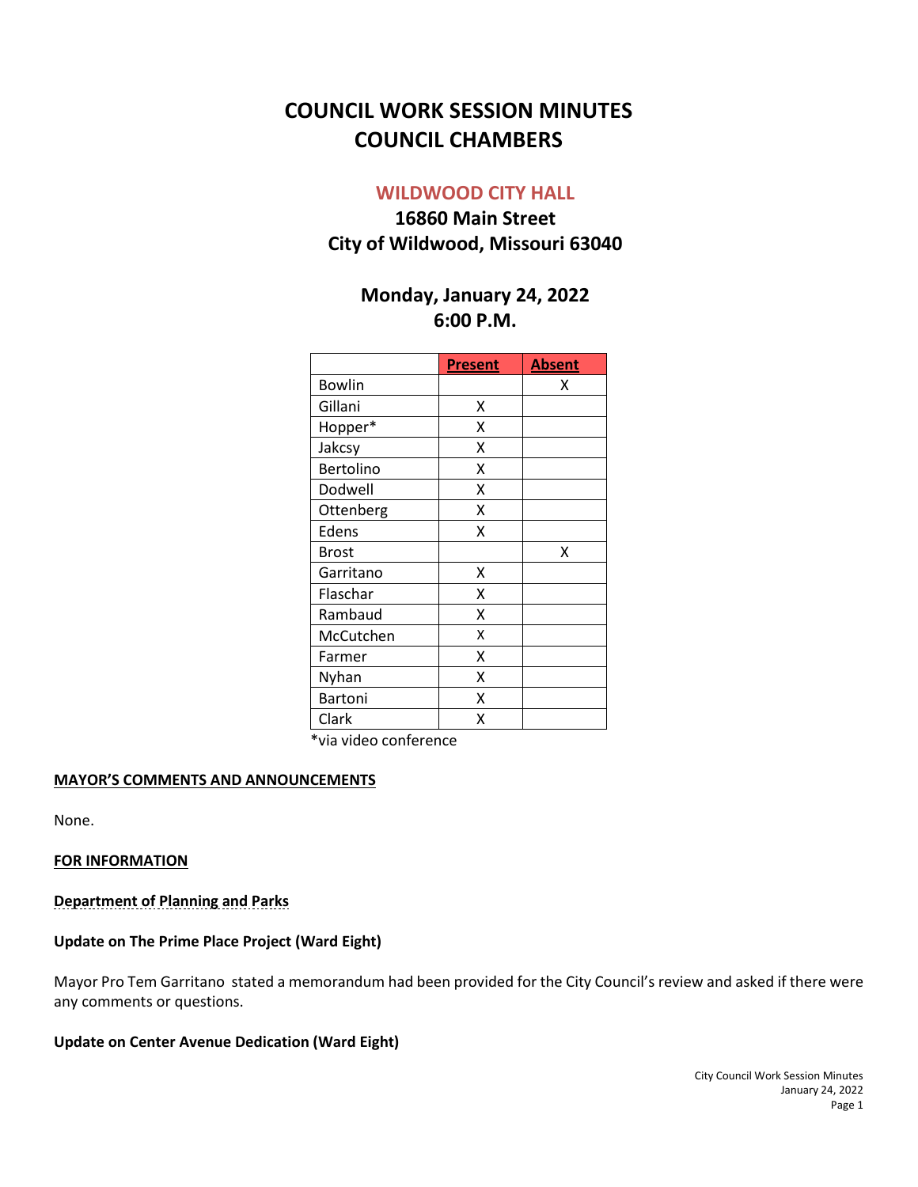# COUNCIL WORK SESSION MINUTES
# COUNCIL CHAMBERS

## WILDWOOD CITY HALL

**16860 Main Street**
**City of Wildwood, Missouri 63040**

**Monday, January 24, 2022**
**6:00 P.M.**

| | Present | Absent |
|---|---|---|
| Bowlin | | X |
| Gillani | X | |
| Hopper* | X | |
| Jakcsy | X | |
| Bertolino | X | |
| Dodwell | X | |
| Ottenberg | X | |
| Edens | X | |
| Brost | | X |
| Garritano | X | |
| Flaschar | X | |
| Rambaud | X | |
| McCutchen | X | |
| Farmer | X | |
| Nyhan | X | |
| Bartoni | X | |
| Clark | X | |

*via video conference

**MAYOR'S COMMENTS AND ANNOUNCEMENTS**

None.

**FOR INFORMATION**

**Department of Planning and Parks**

**Update on The Prime Place Project (Ward Eight)**

Mayor Pro Tem Garritano stated a memorandum had been provided for the City Council's review and asked if there were any comments or questions.

**Update on Center Avenue Dedication (Ward Eight)**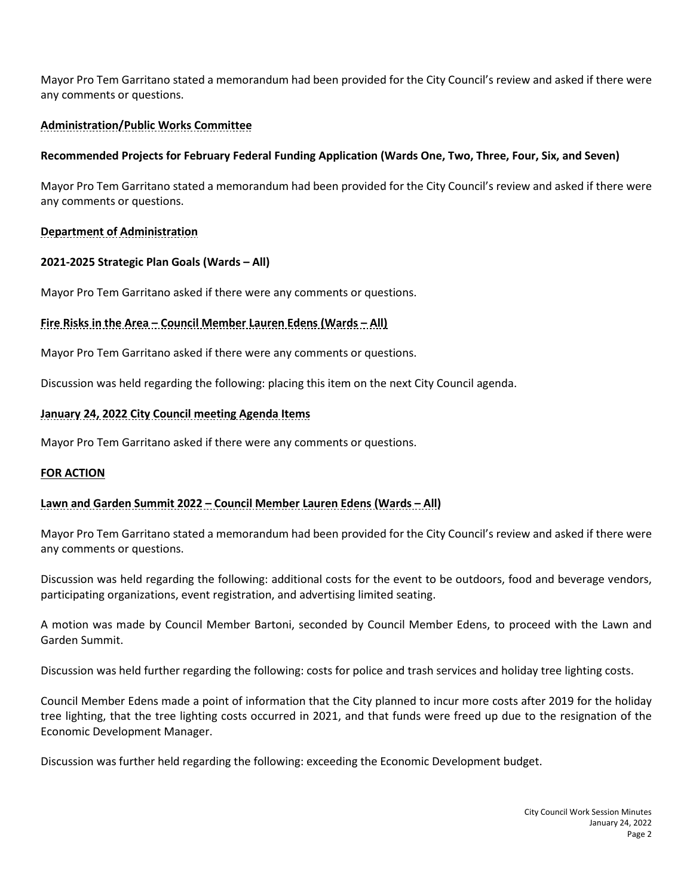Mayor Pro Tem Garritano stated a memorandum had been provided for the City Council's review and asked if there were any comments or questions.

**Administration/Public Works Committee**

**Recommended Projects for February Federal Funding Application (Wards One, Two, Three, Four, Six, and Seven)**

Mayor Pro Tem Garritano stated a memorandum had been provided for the City Council's review and asked if there were any comments or questions.

**Department of Administration**

**2021-2025 Strategic Plan Goals (Wards – All)**

Mayor Pro Tem Garritano asked if there were any comments or questions.

**Fire Risks in the Area – Council Member Lauren Edens (Wards – All)**

Mayor Pro Tem Garritano asked if there were any comments or questions.

Discussion was held regarding the following: placing this item on the next City Council agenda.

**January 24, 2022 City Council meeting Agenda Items**

Mayor Pro Tem Garritano asked if there were any comments or questions.

**FOR ACTION**

**Lawn and Garden Summit 2022 – Council Member Lauren Edens (Wards – All)**

Mayor Pro Tem Garritano stated a memorandum had been provided for the City Council's review and asked if there were any comments or questions.

Discussion was held regarding the following: additional costs for the event to be outdoors, food and beverage vendors, participating organizations, event registration, and advertising limited seating.

A motion was made by Council Member Bartoni, seconded by Council Member Edens, to proceed with the Lawn and Garden Summit.

Discussion was held further regarding the following: costs for police and trash services and holiday tree lighting costs.

Council Member Edens made a point of information that the City planned to incur more costs after 2019 for the holiday tree lighting, that the tree lighting costs occurred in 2021, and that funds were freed up due to the resignation of the Economic Development Manager.

Discussion was further held regarding the following: exceeding the Economic Development budget.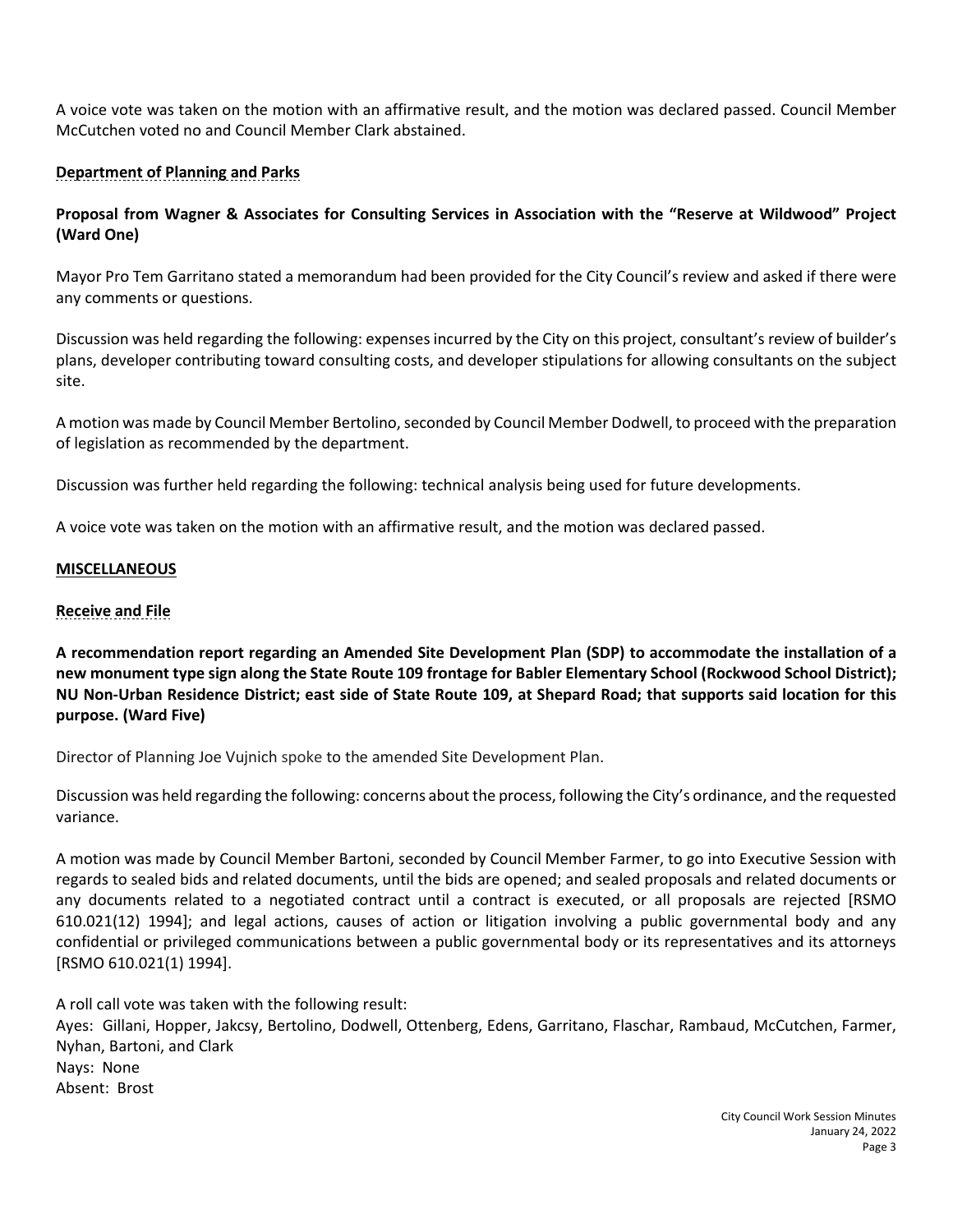A voice vote was taken on the motion with an affirmative result, and the motion was declared passed. Council Member McCutchen voted no and Council Member Clark abstained.

**Department of Planning and Parks**

**Proposal from Wagner & Associates for Consulting Services in Association with the "Reserve at Wildwood" Project (Ward One)**

Mayor Pro Tem Garritano stated a memorandum had been provided for the City Council's review and asked if there were any comments or questions.

Discussion was held regarding the following: expenses incurred by the City on this project, consultant's review of builder's plans, developer contributing toward consulting costs, and developer stipulations for allowing consultants on the subject site.

A motion was made by Council Member Bertolino, seconded by Council Member Dodwell, to proceed with the preparation of legislation as recommended by the department.

Discussion was further held regarding the following: technical analysis being used for future developments.

A voice vote was taken on the motion with an affirmative result, and the motion was declared passed.

**MISCELLANEOUS**

**Receive and File**

**A recommendation report regarding an Amended Site Development Plan (SDP) to accommodate the installation of a new monument type sign along the State Route 109 frontage for Babler Elementary School (Rockwood School District); NU Non-Urban Residence District; east side of State Route 109, at Shepard Road; that supports said location for this purpose. (Ward Five)**

Director of Planning Joe Vujnich spoke to the amended Site Development Plan.

Discussion was held regarding the following: concerns about the process, following the City's ordinance, and the requested variance.

A motion was made by Council Member Bartoni, seconded by Council Member Farmer, to go into Executive Session with regards to sealed bids and related documents, until the bids are opened; and sealed proposals and related documents or any documents related to a negotiated contract until a contract is executed, or all proposals are rejected [RSMO 610.021(12) 1994]; and legal actions, causes of action or litigation involving a public governmental body and any confidential or privileged communications between a public governmental body or its representatives and its attorneys [RSMO 610.021(1) 1994].

A roll call vote was taken with the following result:
Ayes: Gillani, Hopper, Jakcsy, Bertolino, Dodwell, Ottenberg, Edens, Garritano, Flaschar, Rambaud, McCutchen, Farmer, Nyhan, Bartoni, and Clark
Nays: None
Absent: Brost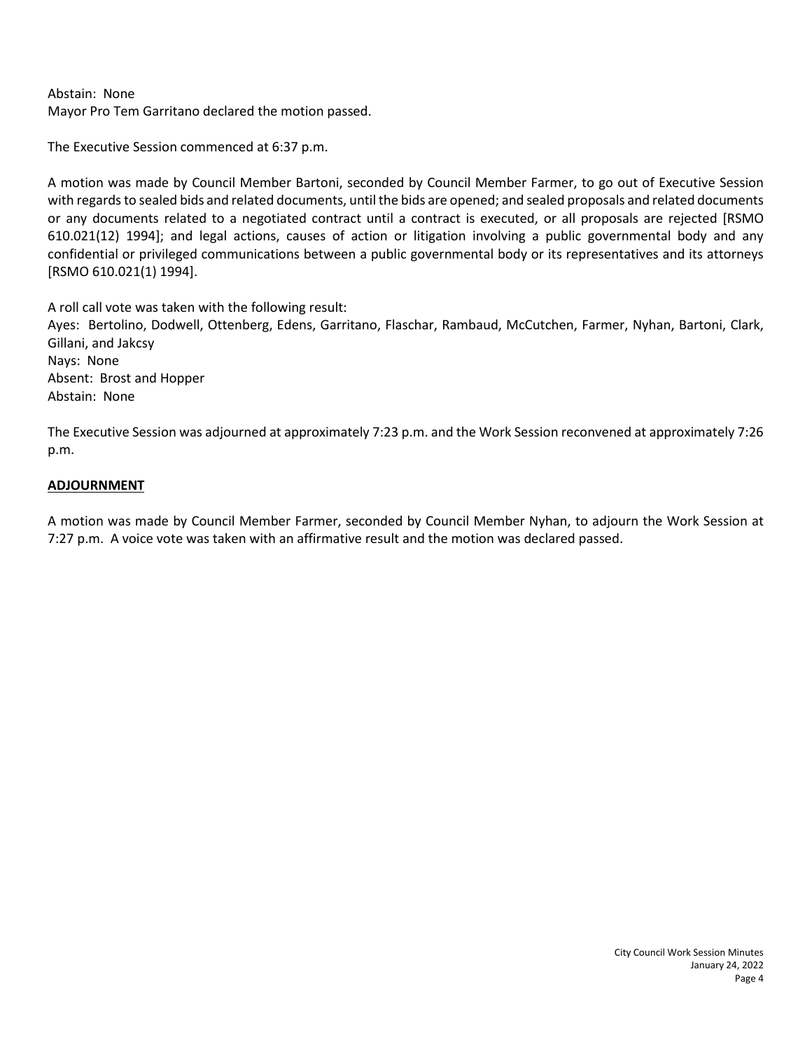Abstain: None
Mayor Pro Tem Garritano declared the motion passed.

The Executive Session commenced at 6:37 p.m.

A motion was made by Council Member Bartoni, seconded by Council Member Farmer, to go out of Executive Session with regards to sealed bids and related documents, until the bids are opened; and sealed proposals and related documents or any documents related to a negotiated contract until a contract is executed, or all proposals are rejected [RSMO 610.021(12) 1994]; and legal actions, causes of action or litigation involving a public governmental body and any confidential or privileged communications between a public governmental body or its representatives and its attorneys [RSMO 610.021(1) 1994].

A roll call vote was taken with the following result:
Ayes: Bertolino, Dodwell, Ottenberg, Edens, Garritano, Flaschar, Rambaud, McCutchen, Farmer, Nyhan, Bartoni, Clark, Gillani, and Jakcsy
Nays: None
Absent: Brost and Hopper
Abstain: None

The Executive Session was adjourned at approximately 7:23 p.m. and the Work Session reconvened at approximately 7:26 p.m.

## ADJOURNMENT

A motion was made by Council Member Farmer, seconded by Council Member Nyhan, to adjourn the Work Session at 7:27 p.m. A voice vote was taken with an affirmative result and the motion was declared passed.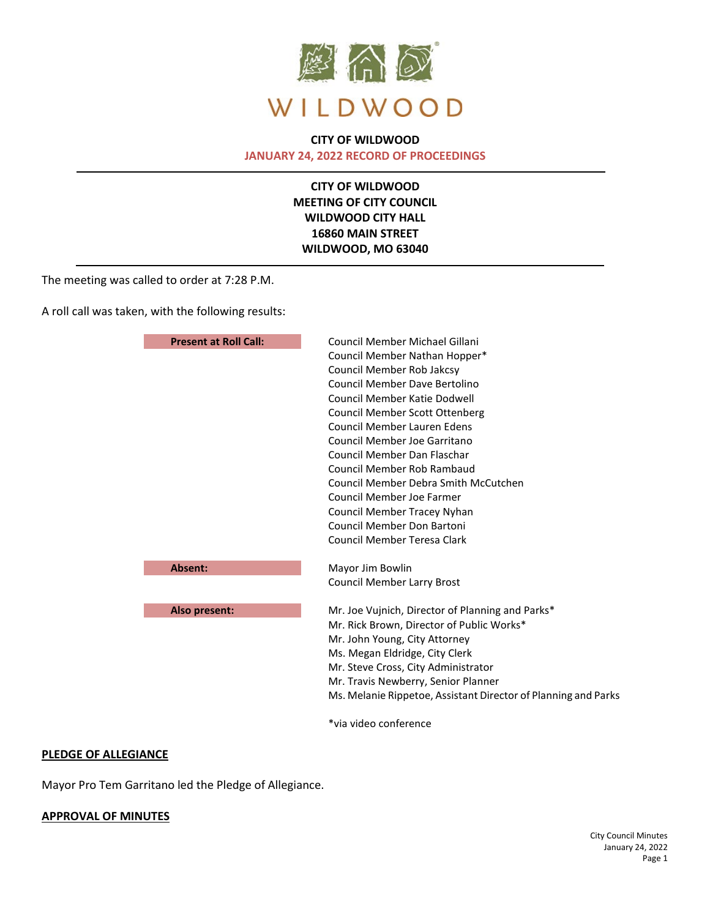WILDWOOD

**CITY OF WILDWOOD**
**JANUARY 24, 2022 RECORD OF PROCEEDINGS**

---

**CITY OF WILDWOOD**
**MEETING OF CITY COUNCIL**
**WILDWOOD CITY HALL**
**16860 MAIN STREET**
**WILDWOOD, MO 63040**

---

The meeting was called to order at 7:28 P.M.

A roll call was taken, with the following results:

| | |
|---|---|
| **Present at Roll Call:** | Council Member Michael Gillani<br>Council Member Nathan Hopper*<br>Council Member Rob Jakcsy<br>Council Member Dave Bertolino<br>Council Member Katie Dodwell<br>Council Member Scott Ottenberg<br>Council Member Lauren Edens<br>Council Member Joe Garritano<br>Council Member Dan Flaschar<br>Council Member Rob Rambaud<br>Council Member Debra Smith McCutchen<br>Council Member Joe Farmer<br>Council Member Tracey Nyhan<br>Council Member Don Bartoni<br>Council Member Teresa Clark |
| **Absent:** | Mayor Jim Bowlin<br>Council Member Larry Brost |
| **Also present:** | Mr. Joe Vujnich, Director of Planning and Parks*<br>Mr. Rick Brown, Director of Public Works*<br>Mr. John Young, City Attorney<br>Ms. Megan Eldridge, City Clerk<br>Mr. Steve Cross, City Administrator<br>Mr. Travis Newberry, Senior Planner<br>Ms. Melanie Rippetoe, Assistant Director of Planning and Parks<br><br>*via video conference |

## PLEDGE OF ALLEGIANCE

Mayor Pro Tem Garritano led the Pledge of Allegiance.

## APPROVAL OF MINUTES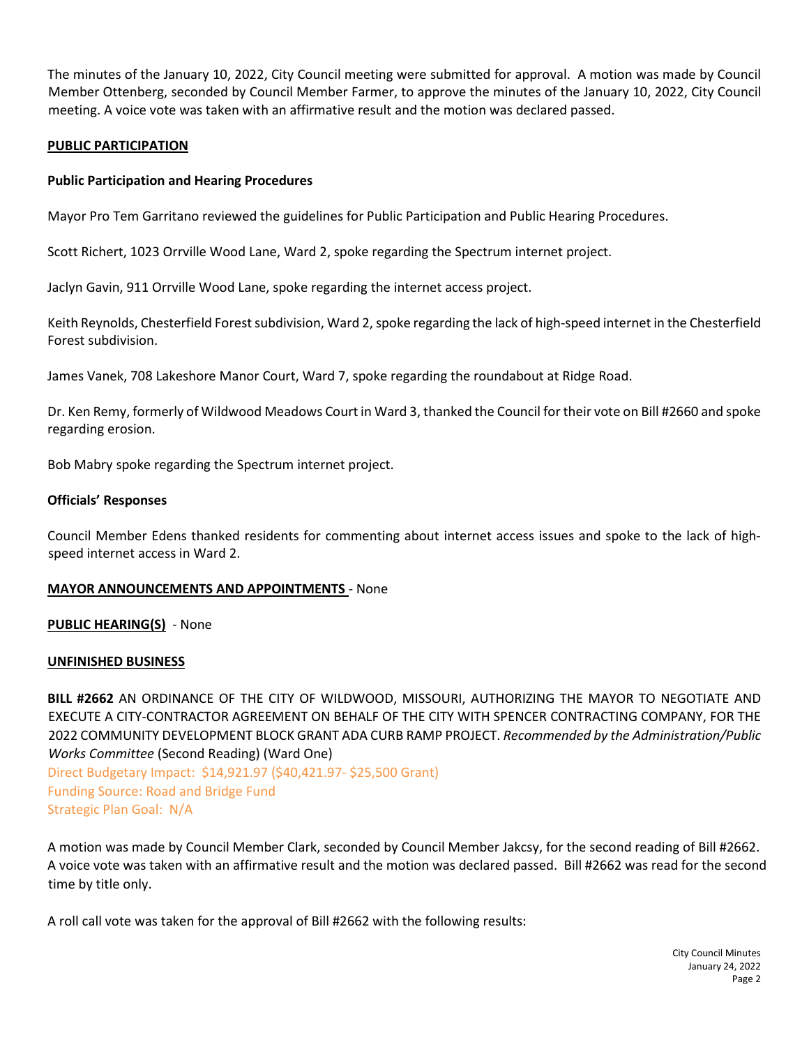The minutes of the January 10, 2022, City Council meeting were submitted for approval. A motion was made by Council Member Ottenberg, seconded by Council Member Farmer, to approve the minutes of the January 10, 2022, City Council meeting. A voice vote was taken with an affirmative result and the motion was declared passed.

**PUBLIC PARTICIPATION**

**Public Participation and Hearing Procedures**

Mayor Pro Tem Garritano reviewed the guidelines for Public Participation and Public Hearing Procedures.

Scott Richert, 1023 Orrville Wood Lane, Ward 2, spoke regarding the Spectrum internet project.

Jaclyn Gavin, 911 Orrville Wood Lane, spoke regarding the internet access project.

Keith Reynolds, Chesterfield Forest subdivision, Ward 2, spoke regarding the lack of high-speed internet in the Chesterfield Forest subdivision.

James Vanek, 708 Lakeshore Manor Court, Ward 7, spoke regarding the roundabout at Ridge Road.

Dr. Ken Remy, formerly of Wildwood Meadows Court in Ward 3, thanked the Council for their vote on Bill #2660 and spoke regarding erosion.

Bob Mabry spoke regarding the Spectrum internet project.

**Officials' Responses**

Council Member Edens thanked residents for commenting about internet access issues and spoke to the lack of high-speed internet access in Ward 2.

**MAYOR ANNOUNCEMENTS AND APPOINTMENTS** - None

**PUBLIC HEARING(S)** - None

**UNFINISHED BUSINESS**

**BILL #2662** AN ORDINANCE OF THE CITY OF WILDWOOD, MISSOURI, AUTHORIZING THE MAYOR TO NEGOTIATE AND EXECUTE A CITY-CONTRACTOR AGREEMENT ON BEHALF OF THE CITY WITH SPENCER CONTRACTING COMPANY, FOR THE 2022 COMMUNITY DEVELOPMENT BLOCK GRANT ADA CURB RAMP PROJECT. *Recommended by the Administration/Public Works Committee* (Second Reading) (Ward One)
Direct Budgetary Impact: $14,921.97 ($40,421.97- $25,500 Grant)
Funding Source: Road and Bridge Fund
Strategic Plan Goal: N/A

A motion was made by Council Member Clark, seconded by Council Member Jakcsy, for the second reading of Bill #2662. A voice vote was taken with an affirmative result and the motion was declared passed. Bill #2662 was read for the second time by title only.

A roll call vote was taken for the approval of Bill #2662 with the following results: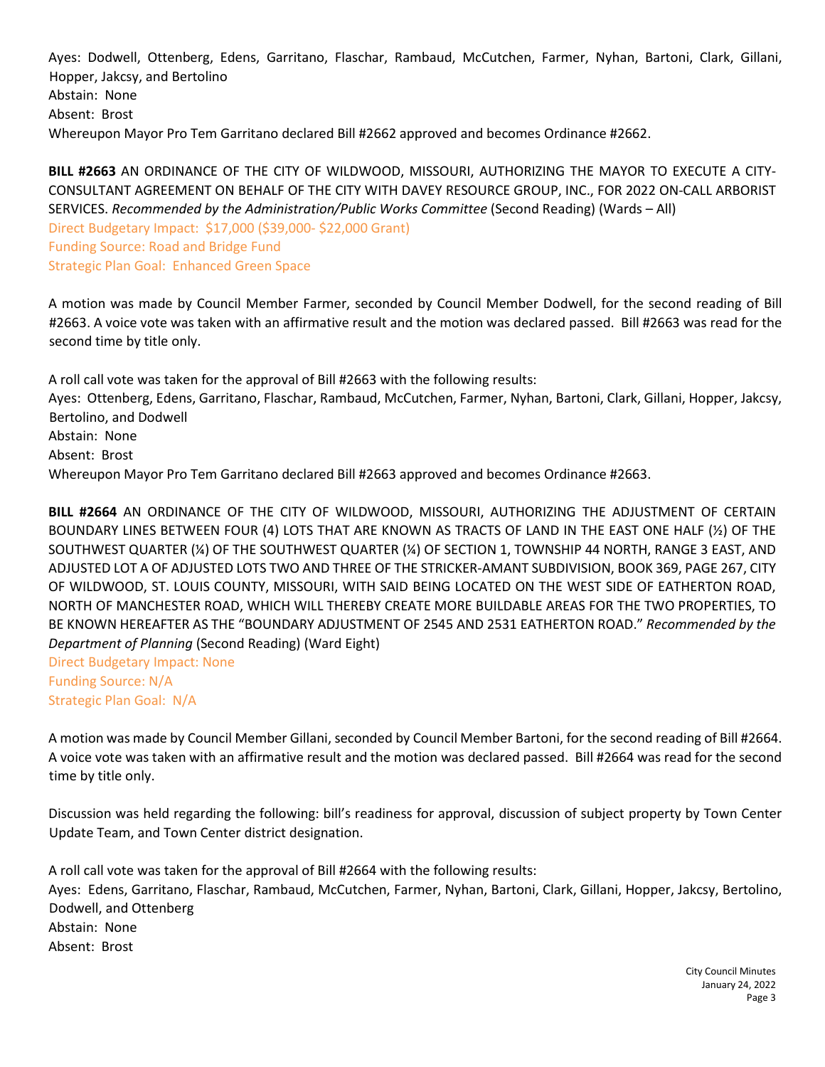Ayes: Dodwell, Ottenberg, Edens, Garritano, Flaschar, Rambaud, McCutchen, Farmer, Nyhan, Bartoni, Clark, Gillani, Hopper, Jakcsy, and Bertolino
Abstain: None
Absent: Brost
Whereupon Mayor Pro Tem Garritano declared Bill #2662 approved and becomes Ordinance #2662.

**BILL #2663** AN ORDINANCE OF THE CITY OF WILDWOOD, MISSOURI, AUTHORIZING THE MAYOR TO EXECUTE A CITY-CONSULTANT AGREEMENT ON BEHALF OF THE CITY WITH DAVEY RESOURCE GROUP, INC., FOR 2022 ON-CALL ARBORIST SERVICES. *Recommended by the Administration/Public Works Committee* (Second Reading) (Wards – All)
Direct Budgetary Impact: $17,000 ($39,000- $22,000 Grant)
Funding Source: Road and Bridge Fund
Strategic Plan Goal: Enhanced Green Space

A motion was made by Council Member Farmer, seconded by Council Member Dodwell, for the second reading of Bill #2663. A voice vote was taken with an affirmative result and the motion was declared passed. Bill #2663 was read for the second time by title only.

A roll call vote was taken for the approval of Bill #2663 with the following results:
Ayes: Ottenberg, Edens, Garritano, Flaschar, Rambaud, McCutchen, Farmer, Nyhan, Bartoni, Clark, Gillani, Hopper, Jakcsy, Bertolino, and Dodwell
Abstain: None
Absent: Brost
Whereupon Mayor Pro Tem Garritano declared Bill #2663 approved and becomes Ordinance #2663.

**BILL #2664** AN ORDINANCE OF THE CITY OF WILDWOOD, MISSOURI, AUTHORIZING THE ADJUSTMENT OF CERTAIN BOUNDARY LINES BETWEEN FOUR (4) LOTS THAT ARE KNOWN AS TRACTS OF LAND IN THE EAST ONE HALF (½) OF THE SOUTHWEST QUARTER (¼) OF THE SOUTHWEST QUARTER (¼) OF SECTION 1, TOWNSHIP 44 NORTH, RANGE 3 EAST, AND ADJUSTED LOT A OF ADJUSTED LOTS TWO AND THREE OF THE STRICKER-AMANT SUBDIVISION, BOOK 369, PAGE 267, CITY OF WILDWOOD, ST. LOUIS COUNTY, MISSOURI, WITH SAID BEING LOCATED ON THE WEST SIDE OF EATHERTON ROAD, NORTH OF MANCHESTER ROAD, WHICH WILL THEREBY CREATE MORE BUILDABLE AREAS FOR THE TWO PROPERTIES, TO BE KNOWN HEREAFTER AS THE "BOUNDARY ADJUSTMENT OF 2545 AND 2531 EATHERTON ROAD." *Recommended by the Department of Planning* (Second Reading) (Ward Eight)
Direct Budgetary Impact: None
Funding Source: N/A
Strategic Plan Goal: N/A

A motion was made by Council Member Gillani, seconded by Council Member Bartoni, for the second reading of Bill #2664. A voice vote was taken with an affirmative result and the motion was declared passed. Bill #2664 was read for the second time by title only.

Discussion was held regarding the following: bill's readiness for approval, discussion of subject property by Town Center Update Team, and Town Center district designation.

A roll call vote was taken for the approval of Bill #2664 with the following results:
Ayes: Edens, Garritano, Flaschar, Rambaud, McCutchen, Farmer, Nyhan, Bartoni, Clark, Gillani, Hopper, Jakcsy, Bertolino, Dodwell, and Ottenberg
Abstain: None
Absent: Brost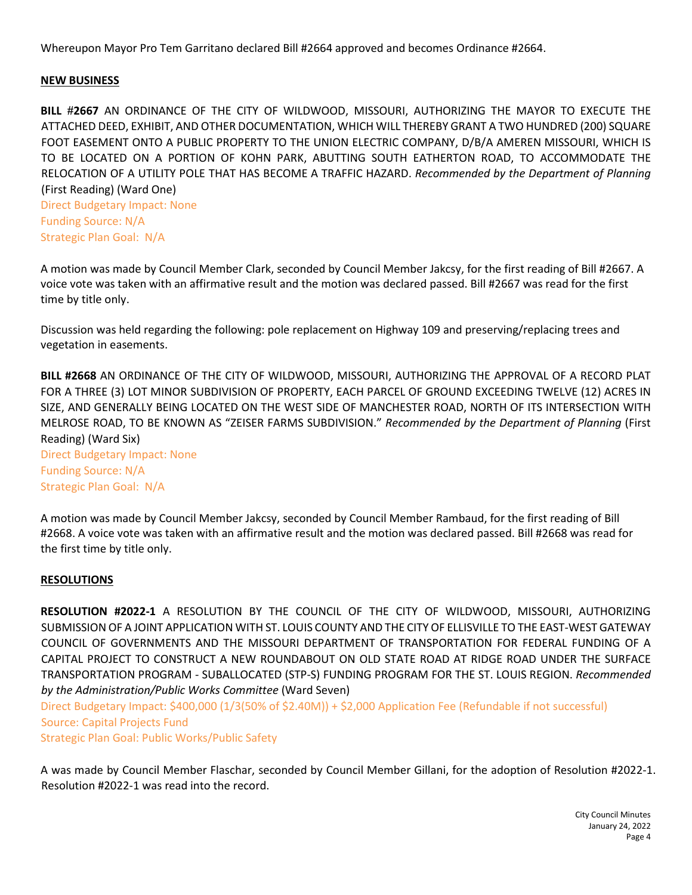Whereupon Mayor Pro Tem Garritano declared Bill #2664 approved and becomes Ordinance #2664.

## NEW BUSINESS

**BILL #2667** AN ORDINANCE OF THE CITY OF WILDWOOD, MISSOURI, AUTHORIZING THE MAYOR TO EXECUTE THE ATTACHED DEED, EXHIBIT, AND OTHER DOCUMENTATION, WHICH WILL THEREBY GRANT A TWO HUNDRED (200) SQUARE FOOT EASEMENT ONTO A PUBLIC PROPERTY TO THE UNION ELECTRIC COMPANY, D/B/A AMEREN MISSOURI, WHICH IS TO BE LOCATED ON A PORTION OF KOHN PARK, ABUTTING SOUTH EATHERTON ROAD, TO ACCOMMODATE THE RELOCATION OF A UTILITY POLE THAT HAS BECOME A TRAFFIC HAZARD. *Recommended by the Department of Planning* (First Reading) (Ward One)
Direct Budgetary Impact: None
Funding Source: N/A
Strategic Plan Goal: N/A

A motion was made by Council Member Clark, seconded by Council Member Jakcsy, for the first reading of Bill #2667. A voice vote was taken with an affirmative result and the motion was declared passed. Bill #2667 was read for the first time by title only.

Discussion was held regarding the following: pole replacement on Highway 109 and preserving/replacing trees and vegetation in easements.

**BILL #2668** AN ORDINANCE OF THE CITY OF WILDWOOD, MISSOURI, AUTHORIZING THE APPROVAL OF A RECORD PLAT FOR A THREE (3) LOT MINOR SUBDIVISION OF PROPERTY, EACH PARCEL OF GROUND EXCEEDING TWELVE (12) ACRES IN SIZE, AND GENERALLY BEING LOCATED ON THE WEST SIDE OF MANCHESTER ROAD, NORTH OF ITS INTERSECTION WITH MELROSE ROAD, TO BE KNOWN AS "ZEISER FARMS SUBDIVISION." *Recommended by the Department of Planning* (First Reading) (Ward Six)
Direct Budgetary Impact: None
Funding Source: N/A
Strategic Plan Goal: N/A

A motion was made by Council Member Jakcsy, seconded by Council Member Rambaud, for the first reading of Bill #2668. A voice vote was taken with an affirmative result and the motion was declared passed. Bill #2668 was read for the first time by title only.

## RESOLUTIONS

**RESOLUTION #2022-1** A RESOLUTION BY THE COUNCIL OF THE CITY OF WILDWOOD, MISSOURI, AUTHORIZING SUBMISSION OF A JOINT APPLICATION WITH ST. LOUIS COUNTY AND THE CITY OF ELLISVILLE TO THE EAST-WEST GATEWAY COUNCIL OF GOVERNMENTS AND THE MISSOURI DEPARTMENT OF TRANSPORTATION FOR FEDERAL FUNDING OF A CAPITAL PROJECT TO CONSTRUCT A NEW ROUNDABOUT ON OLD STATE ROAD AT RIDGE ROAD UNDER THE SURFACE TRANSPORTATION PROGRAM - SUBALLOCATED (STP-S) FUNDING PROGRAM FOR THE ST. LOUIS REGION. *Recommended by the Administration/Public Works Committee* (Ward Seven)
Direct Budgetary Impact: $400,000 (1/3(50% of $2.40M)) + $2,000 Application Fee (Refundable if not successful)
Source: Capital Projects Fund
Strategic Plan Goal: Public Works/Public Safety

A was made by Council Member Flaschar, seconded by Council Member Gillani, for the adoption of Resolution #2022-1. Resolution #2022-1 was read into the record.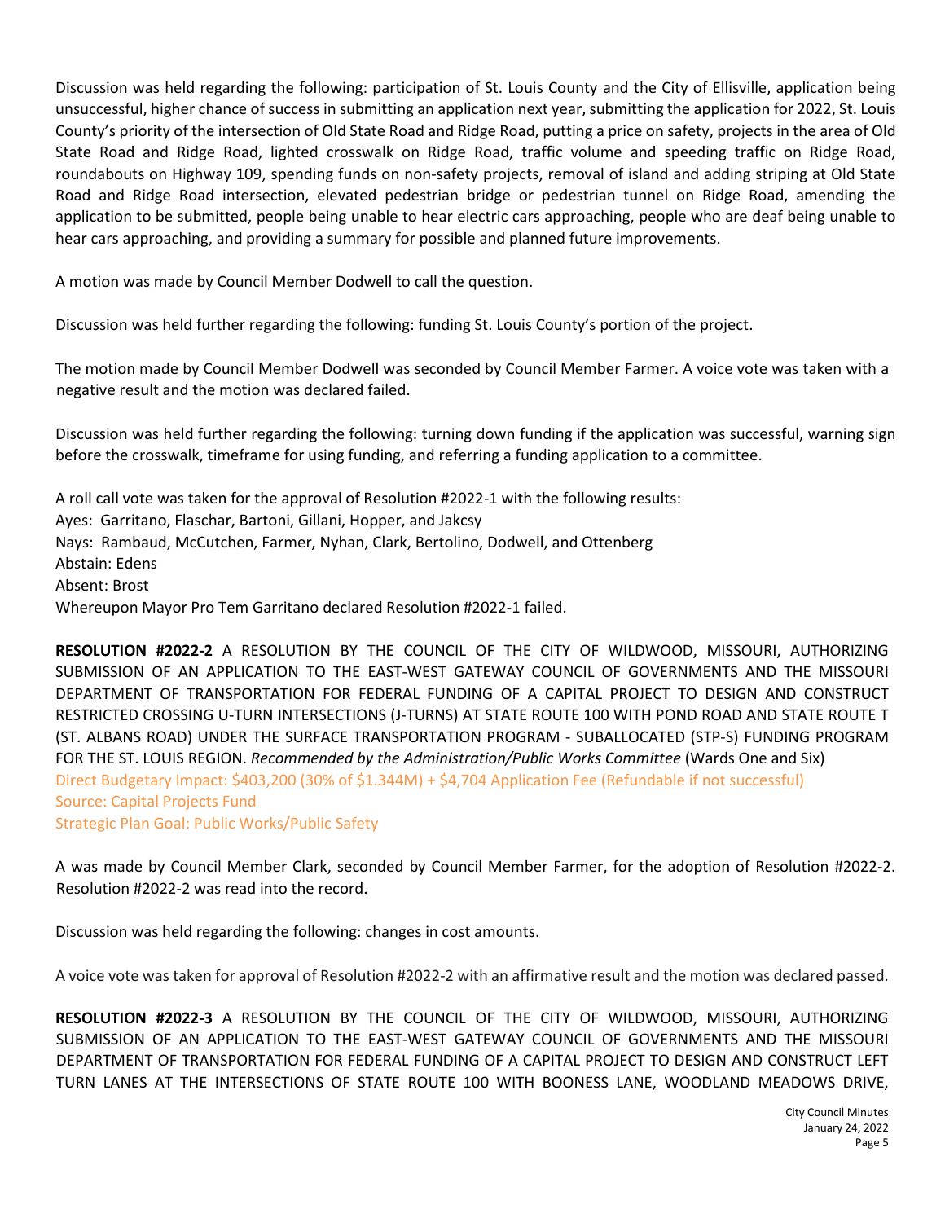Discussion was held regarding the following: participation of St. Louis County and the City of Ellisville, application being unsuccessful, higher chance of success in submitting an application next year, submitting the application for 2022, St. Louis County's priority of the intersection of Old State Road and Ridge Road, putting a price on safety, projects in the area of Old State Road and Ridge Road, lighted crosswalk on Ridge Road, traffic volume and speeding traffic on Ridge Road, roundabouts on Highway 109, spending funds on non-safety projects, removal of island and adding striping at Old State Road and Ridge Road intersection, elevated pedestrian bridge or pedestrian tunnel on Ridge Road, amending the application to be submitted, people being unable to hear electric cars approaching, people who are deaf being unable to hear cars approaching, and providing a summary for possible and planned future improvements.

A motion was made by Council Member Dodwell to call the question.

Discussion was held further regarding the following: funding St. Louis County's portion of the project.

The motion made by Council Member Dodwell was seconded by Council Member Farmer. A voice vote was taken with a negative result and the motion was declared failed.

Discussion was held further regarding the following: turning down funding if the application was successful, warning sign before the crosswalk, timeframe for using funding, and referring a funding application to a committee.

A roll call vote was taken for the approval of Resolution #2022-1 with the following results:
Ayes: Garritano, Flaschar, Bartoni, Gillani, Hopper, and Jakcsy
Nays: Rambaud, McCutchen, Farmer, Nyhan, Clark, Bertolino, Dodwell, and Ottenberg
Abstain: Edens
Absent: Brost
Whereupon Mayor Pro Tem Garritano declared Resolution #2022-1 failed.

**RESOLUTION #2022-2** A RESOLUTION BY THE COUNCIL OF THE CITY OF WILDWOOD, MISSOURI, AUTHORIZING SUBMISSION OF AN APPLICATION TO THE EAST-WEST GATEWAY COUNCIL OF GOVERNMENTS AND THE MISSOURI DEPARTMENT OF TRANSPORTATION FOR FEDERAL FUNDING OF A CAPITAL PROJECT TO DESIGN AND CONSTRUCT RESTRICTED CROSSING U-TURN INTERSECTIONS (J-TURNS) AT STATE ROUTE 100 WITH POND ROAD AND STATE ROUTE T (ST. ALBANS ROAD) UNDER THE SURFACE TRANSPORTATION PROGRAM - SUBALLOCATED (STP-S) FUNDING PROGRAM FOR THE ST. LOUIS REGION. *Recommended by the Administration/Public Works Committee* (Wards One and Six)
Direct Budgetary Impact: $403,200 (30% of $1.344M) + $4,704 Application Fee (Refundable if not successful)
Source: Capital Projects Fund
Strategic Plan Goal: Public Works/Public Safety

A was made by Council Member Clark, seconded by Council Member Farmer, for the adoption of Resolution #2022-2. Resolution #2022-2 was read into the record.

Discussion was held regarding the following: changes in cost amounts.

A voice vote was taken for approval of Resolution #2022-2 with an affirmative result and the motion was declared passed.

**RESOLUTION #2022-3** A RESOLUTION BY THE COUNCIL OF THE CITY OF WILDWOOD, MISSOURI, AUTHORIZING SUBMISSION OF AN APPLICATION TO THE EAST-WEST GATEWAY COUNCIL OF GOVERNMENTS AND THE MISSOURI DEPARTMENT OF TRANSPORTATION FOR FEDERAL FUNDING OF A CAPITAL PROJECT TO DESIGN AND CONSTRUCT LEFT TURN LANES AT THE INTERSECTIONS OF STATE ROUTE 100 WITH BOONESS LANE, WOODLAND MEADOWS DRIVE,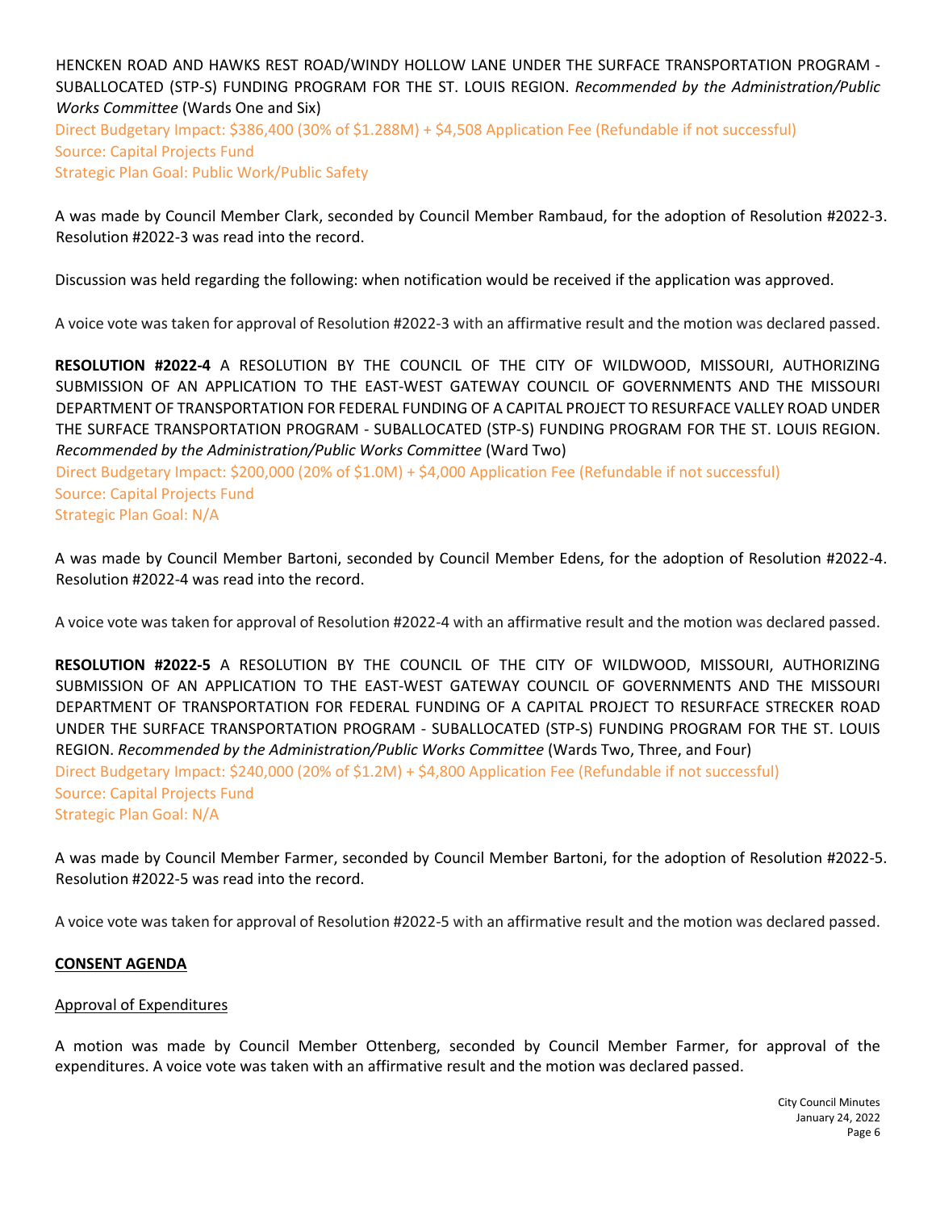HENCKEN ROAD AND HAWKS REST ROAD/WINDY HOLLOW LANE UNDER THE SURFACE TRANSPORTATION PROGRAM - SUBALLOCATED (STP-S) FUNDING PROGRAM FOR THE ST. LOUIS REGION. *Recommended by the Administration/Public Works Committee* (Wards One and Six)
Direct Budgetary Impact: $386,400 (30% of $1.288M) + $4,508 Application Fee (Refundable if not successful)
Source: Capital Projects Fund
Strategic Plan Goal: Public Work/Public Safety

A was made by Council Member Clark, seconded by Council Member Rambaud, for the adoption of Resolution #2022-3. Resolution #2022-3 was read into the record.

Discussion was held regarding the following: when notification would be received if the application was approved.

A voice vote was taken for approval of Resolution #2022-3 with an affirmative result and the motion was declared passed.

**RESOLUTION #2022-4** A RESOLUTION BY THE COUNCIL OF THE CITY OF WILDWOOD, MISSOURI, AUTHORIZING SUBMISSION OF AN APPLICATION TO THE EAST-WEST GATEWAY COUNCIL OF GOVERNMENTS AND THE MISSOURI DEPARTMENT OF TRANSPORTATION FOR FEDERAL FUNDING OF A CAPITAL PROJECT TO RESURFACE VALLEY ROAD UNDER THE SURFACE TRANSPORTATION PROGRAM - SUBALLOCATED (STP-S) FUNDING PROGRAM FOR THE ST. LOUIS REGION. *Recommended by the Administration/Public Works Committee* (Ward Two)
Direct Budgetary Impact: $200,000 (20% of $1.0M) + $4,000 Application Fee (Refundable if not successful)
Source: Capital Projects Fund
Strategic Plan Goal: N/A

A was made by Council Member Bartoni, seconded by Council Member Edens, for the adoption of Resolution #2022-4. Resolution #2022-4 was read into the record.

A voice vote was taken for approval of Resolution #2022-4 with an affirmative result and the motion was declared passed.

**RESOLUTION #2022-5** A RESOLUTION BY THE COUNCIL OF THE CITY OF WILDWOOD, MISSOURI, AUTHORIZING SUBMISSION OF AN APPLICATION TO THE EAST-WEST GATEWAY COUNCIL OF GOVERNMENTS AND THE MISSOURI DEPARTMENT OF TRANSPORTATION FOR FEDERAL FUNDING OF A CAPITAL PROJECT TO RESURFACE STRECKER ROAD UNDER THE SURFACE TRANSPORTATION PROGRAM - SUBALLOCATED (STP-S) FUNDING PROGRAM FOR THE ST. LOUIS REGION. *Recommended by the Administration/Public Works Committee* (Wards Two, Three, and Four)
Direct Budgetary Impact: $240,000 (20% of $1.2M) + $4,800 Application Fee (Refundable if not successful)
Source: Capital Projects Fund
Strategic Plan Goal: N/A

A was made by Council Member Farmer, seconded by Council Member Bartoni, for the adoption of Resolution #2022-5. Resolution #2022-5 was read into the record.

A voice vote was taken for approval of Resolution #2022-5 with an affirmative result and the motion was declared passed.

## CONSENT AGENDA

### Approval of Expenditures

A motion was made by Council Member Ottenberg, seconded by Council Member Farmer, for approval of the expenditures. A voice vote was taken with an affirmative result and the motion was declared passed.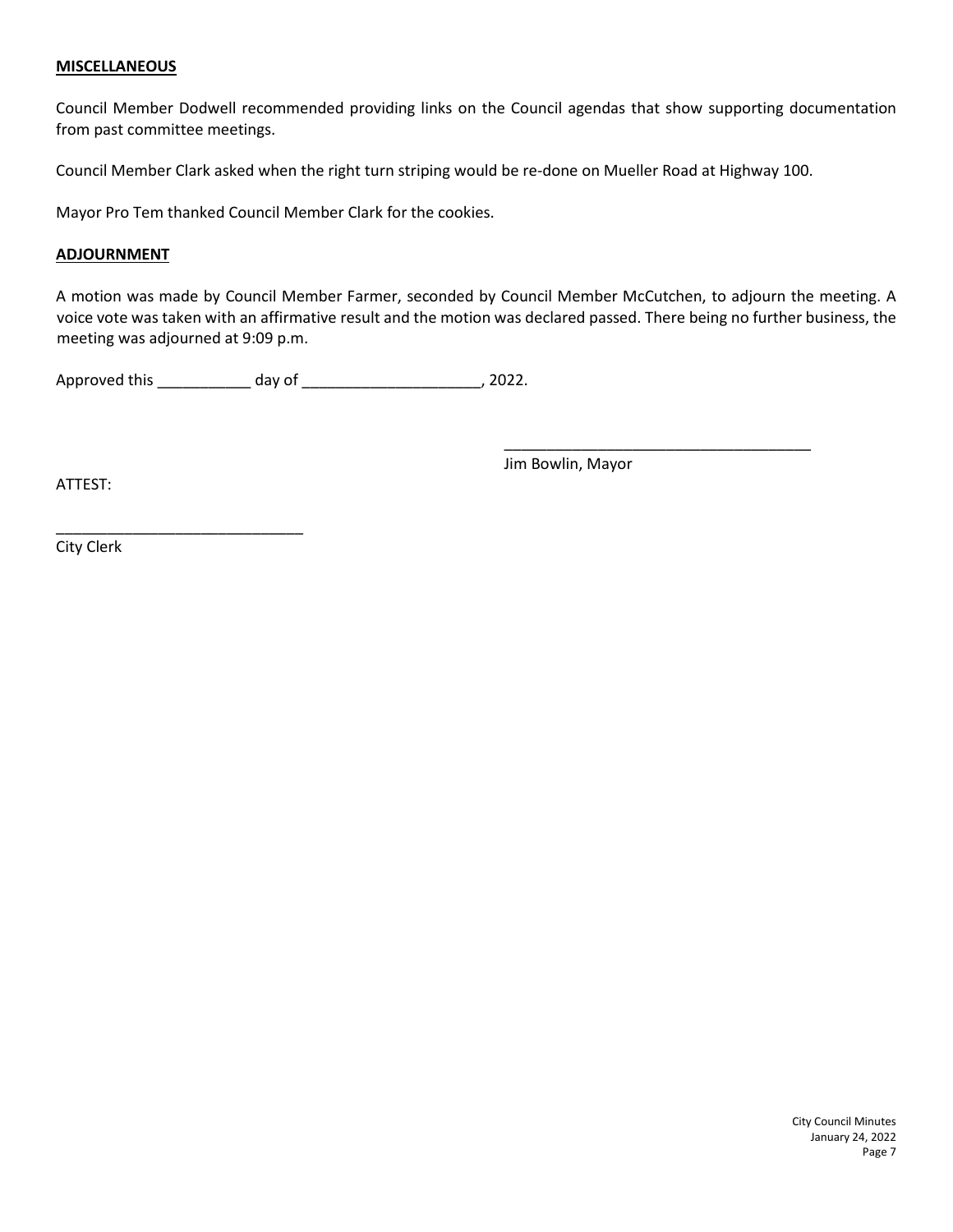**MISCELLANEOUS**

Council Member Dodwell recommended providing links on the Council agendas that show supporting documentation from past committee meetings.

Council Member Clark asked when the right turn striping would be re-done on Mueller Road at Highway 100.

Mayor Pro Tem thanked Council Member Clark for the cookies.

**ADJOURNMENT**

A motion was made by Council Member Farmer, seconded by Council Member McCutchen, to adjourn the meeting. A voice vote was taken with an affirmative result and the motion was declared passed. There being no further business, the meeting was adjourned at 9:09 p.m.

Approved this ___________ day of _____________________, 2022.

_____________________________________
Jim Bowlin, Mayor

ATTEST:

_____________________________
City Clerk